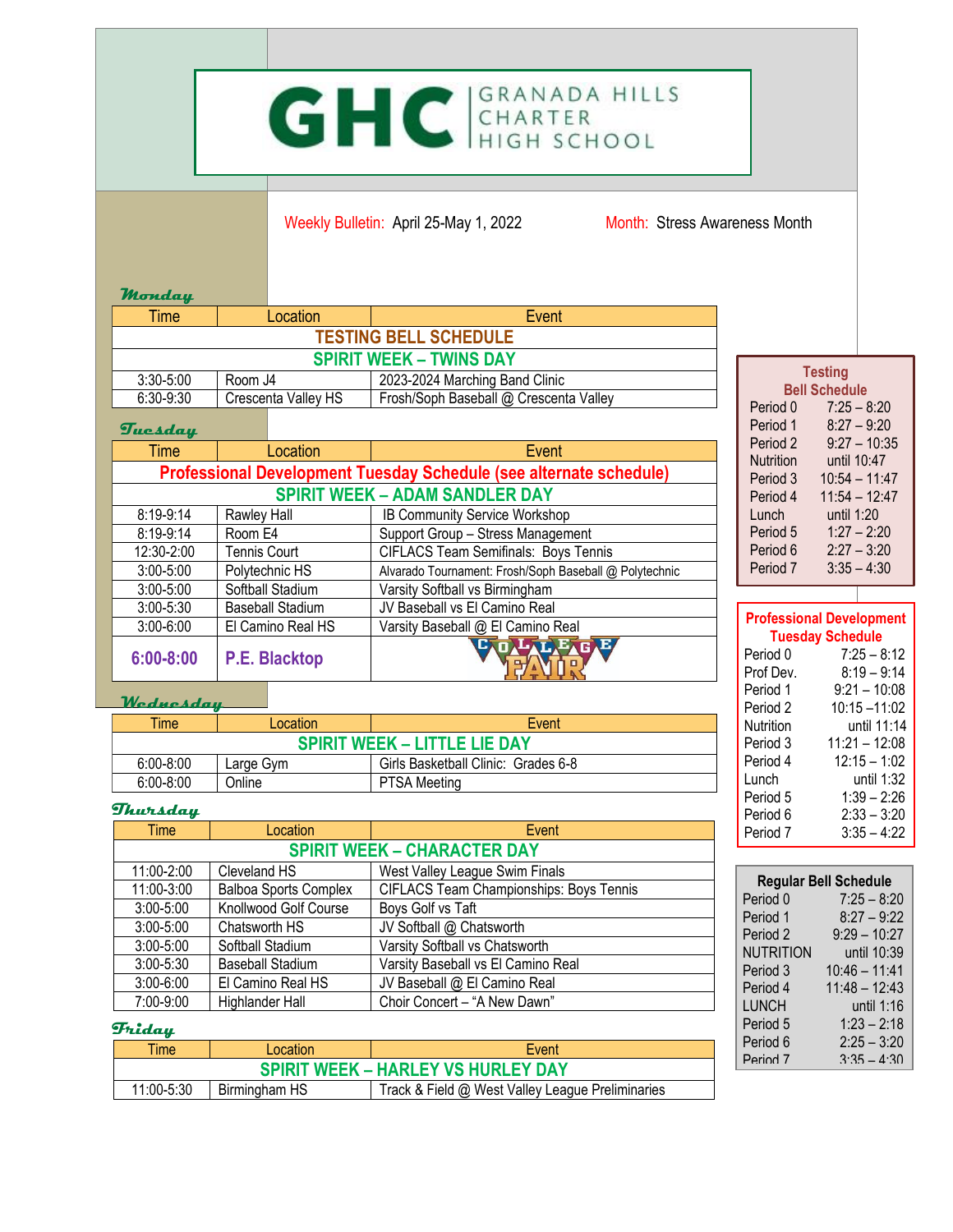# GHC GRANADA HILLS CHARTER HIGH SCHOOL

Weekly Bulletin: April 25-May 1, 2022 Month: Stress Awareness Month

## Monday

| Time | Location | Event |
|---|---|---|
| **TESTING BELL SCHEDULE** | | |
| **SPIRIT WEEK – TWINS DAY** | | |
| 3:30-5:00 | Room J4 | 2023-2024 Marching Band Clinic |
| 6:30-9:30 | Crescenta Valley HS | Frosh/Soph Baseball @ Crescenta Valley |

## Tuesday

| Time | Location | Event |
|---|---|---|
| **Professional Development Tuesday Schedule (see alternate schedule)** | | |
| **SPIRIT WEEK – ADAM SANDLER DAY** | | |
| 8:19-9:14 | Rawley Hall | IB Community Service Workshop |
| 8:19-9:14 | Room E4 | Support Group – Stress Management |
| 12:30-2:00 | Tennis Court | CIFLACS Team Semifinals: Boys Tennis |
| 3:00-5:00 | Polytechnic HS | Alvarado Tournament: Frosh/Soph Baseball @ Polytechnic |
| 3:00-5:00 | Softball Stadium | Varsity Softball vs Birmingham |
| 3:00-5:30 | Baseball Stadium | JV Baseball vs El Camino Real |
| 3:00-6:00 | El Camino Real HS | Varsity Baseball @ El Camino Real |
| **6:00-8:00** | **P.E. Blacktop** | COLLEGE FAIR |

## Wednesday

| Time | Location | Event |
|---|---|---|
| **SPIRIT WEEK – LITTLE LIE DAY** | | |
| 6:00-8:00 | Large Gym | Girls Basketball Clinic: Grades 6-8 |
| 6:00-8:00 | Online | PTSA Meeting |

## Thursday

| Time | Location | Event |
|---|---|---|
| **SPIRIT WEEK – CHARACTER DAY** | | |
| 11:00-2:00 | Cleveland HS | West Valley League Swim Finals |
| 11:00-3:00 | Balboa Sports Complex | CIFLACS Team Championships: Boys Tennis |
| 3:00-5:00 | Knollwood Golf Course | Boys Golf vs Taft |
| 3:00-5:00 | Chatsworth HS | JV Softball @ Chatsworth |
| 3:00-5:00 | Softball Stadium | Varsity Softball vs Chatsworth |
| 3:00-5:30 | Baseball Stadium | Varsity Baseball vs El Camino Real |
| 3:00-6:00 | El Camino Real HS | JV Baseball @ El Camino Real |
| 7:00-9:00 | Highlander Hall | Choir Concert – "A New Dawn" |

## Friday

| Time | Location | Event |
|---|---|---|
| **SPIRIT WEEK – HARLEY VS HURLEY DAY** | | |
| 11:00-5:30 | Birmingham HS | Track & Field @ West Valley League Preliminaries |

### Testing Bell Schedule

| Period | Time |
|---|---|
| Period 0 | 7:25 – 8:20 |
| Period 1 | 8:27 – 9:20 |
| Period 2 | 9:27 – 10:35 |
| Nutrition | until 10:47 |
| Period 3 | 10:54 – 11:47 |
| Period 4 | 11:54 – 12:47 |
| Lunch | until 1:20 |
| Period 5 | 1:27 – 2:20 |
| Period 6 | 2:27 – 3:20 |
| Period 7 | 3:35 – 4:30 |

### Professional Development Tuesday Schedule

| Period | Time |
|---|---|
| Period 0 | 7:25 – 8:12 |
| Prof Dev. | 8:19 – 9:14 |
| Period 1 | 9:21 – 10:08 |
| Period 2 | 10:15 –11:02 |
| Nutrition | until 11:14 |
| Period 3 | 11:21 – 12:08 |
| Period 4 | 12:15 – 1:02 |
| Lunch | until 1:32 |
| Period 5 | 1:39 – 2:26 |
| Period 6 | 2:33 – 3:20 |
| Period 7 | 3:35 – 4:22 |

### Regular Bell Schedule

| Period | Time |
|---|---|
| Period 0 | 7:25 – 8:20 |
| Period 1 | 8:27 – 9:22 |
| Period 2 | 9:29 – 10:27 |
| NUTRITION | until 10:39 |
| Period 3 | 10:46 – 11:41 |
| Period 4 | 11:48 – 12:43 |
| LUNCH | until 1:16 |
| Period 5 | 1:23 – 2:18 |
| Period 6 | 2:25 – 3:20 |
| Period 7 | 3:35 – 4:30 |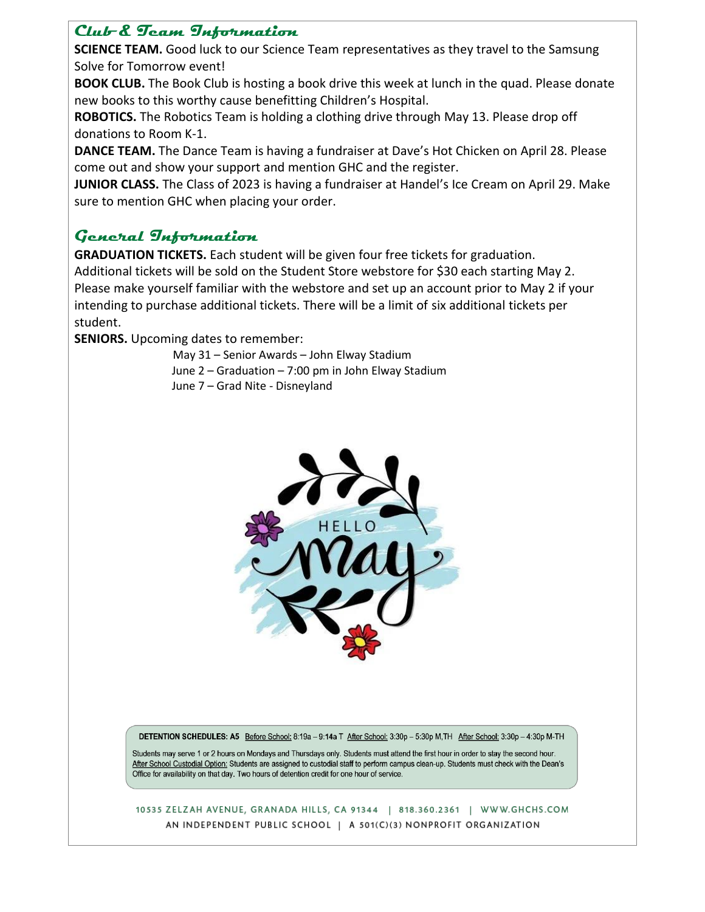## Club & Team Information

**SCIENCE TEAM.** Good luck to our Science Team representatives as they travel to the Samsung Solve for Tomorrow event!

**BOOK CLUB.** The Book Club is hosting a book drive this week at lunch in the quad. Please donate new books to this worthy cause benefitting Children's Hospital.

**ROBOTICS.** The Robotics Team is holding a clothing drive through May 13. Please drop off donations to Room K-1.

**DANCE TEAM.** The Dance Team is having a fundraiser at Dave's Hot Chicken on April 28. Please come out and show your support and mention GHC and the register.

**JUNIOR CLASS.** The Class of 2023 is having a fundraiser at Handel's Ice Cream on April 29. Make sure to mention GHC when placing your order.

## General Information

**GRADUATION TICKETS.** Each student will be given four free tickets for graduation. Additional tickets will be sold on the Student Store webstore for $30 each starting May 2. Please make yourself familiar with the webstore and set up an account prior to May 2 if your intending to purchase additional tickets. There will be a limit of six additional tickets per student.

**SENIORS.** Upcoming dates to remember:

May 31 – Senior Awards – John Elway Stadium
June 2 – Graduation – 7:00 pm in John Elway Stadium
June 7 – Grad Nite - Disneyland

**DETENTION SCHEDULES: A5** Before School: 8:19a – 9:14a T After School: 3:30p – 5:30p M,TH After School: 3:30p – 4:30p M-TH

Students may serve 1 or 2 hours on Mondays and Thursdays only. Students must attend the first hour in order to stay the second hour. After School Custodial Option: Students are assigned to custodial staff to perform campus clean-up. Students must check with the Dean's Office for availability on that day. Two hours of detention credit for one hour of service.

10535 ZELZAH AVENUE, GRANADA HILLS, CA 91344 | 818.360.2361 | WWW.GHCHS.COM
AN INDEPENDENT PUBLIC SCHOOL | A 501(C)(3) NONPROFIT ORGANIZATION